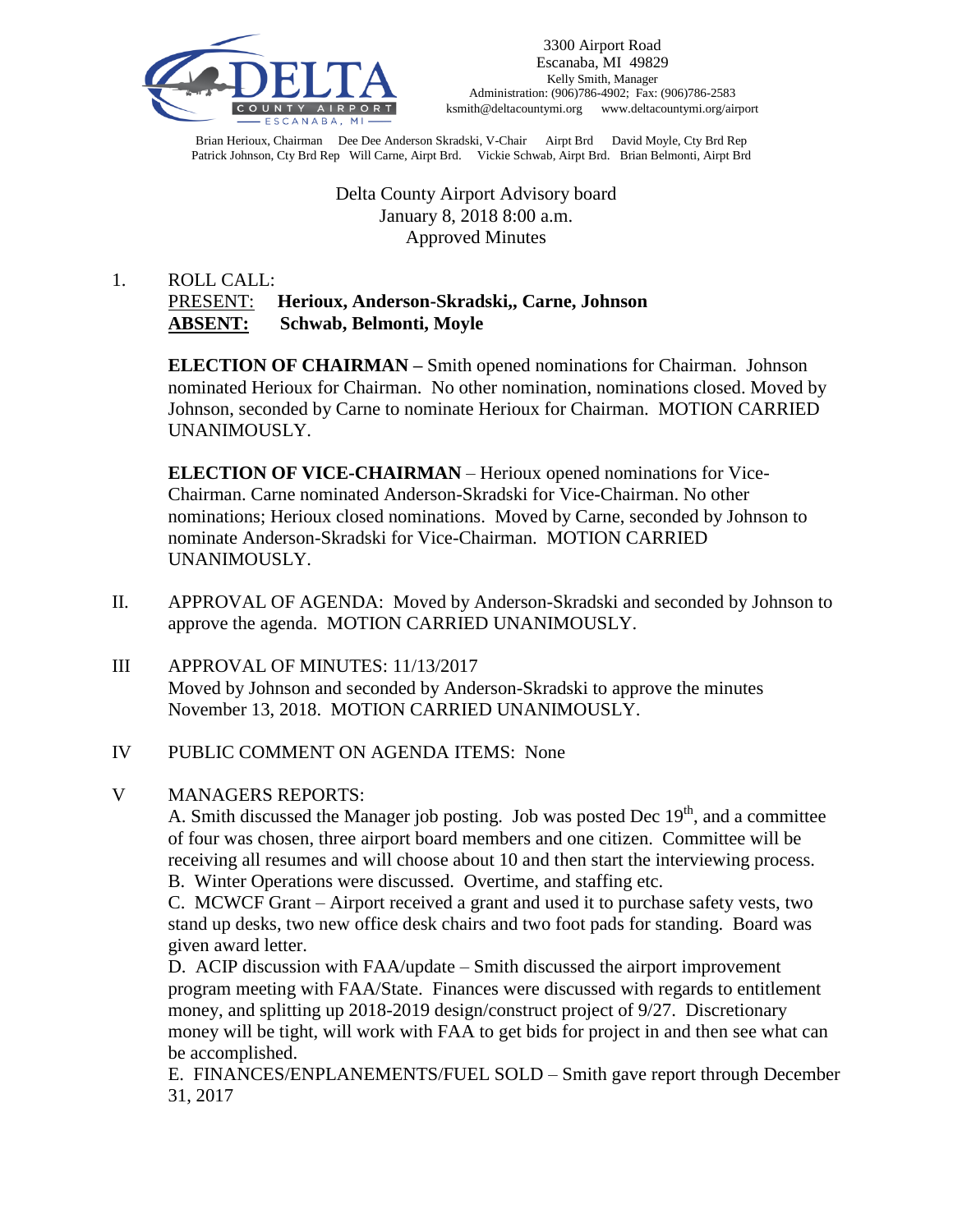3300 Airport Road
Escanaba, MI 49829
Kelly Smith, Manager
Administration: (906)786-4902; Fax: (906)786-2583
ksmith@deltacountymi.org www.deltacountymi.org/airport

Brian Herioux, Chairman Dee Dee Anderson Skradski, V-Chair Airpt Brd David Moyle, Cty Brd Rep
Patrick Johnson, Cty Brd Rep Will Carne, Airpt Brd. Vickie Schwab, Airpt Brd. Brian Belmonti, Airpt Brd

Delta County Airport Advisory board
January 8, 2018 8:00 a.m.
Approved Minutes

1. ROLL CALL:
PRESENT: **Herioux, Anderson-Skradski,, Carne, Johnson**
**ABSENT: Schwab, Belmonti, Moyle**

**ELECTION OF CHAIRMAN –** Smith opened nominations for Chairman. Johnson nominated Herioux for Chairman. No other nomination, nominations closed. Moved by Johnson, seconded by Carne to nominate Herioux for Chairman. MOTION CARRIED UNANIMOUSLY.

**ELECTION OF VICE-CHAIRMAN** – Herioux opened nominations for Vice-Chairman. Carne nominated Anderson-Skradski for Vice-Chairman. No other nominations; Herioux closed nominations. Moved by Carne, seconded by Johnson to nominate Anderson-Skradski for Vice-Chairman. MOTION CARRIED UNANIMOUSLY.

II. APPROVAL OF AGENDA: Moved by Anderson-Skradski and seconded by Johnson to approve the agenda. MOTION CARRIED UNANIMOUSLY.

III APPROVAL OF MINUTES: 11/13/2017
Moved by Johnson and seconded by Anderson-Skradski to approve the minutes November 13, 2018. MOTION CARRIED UNANIMOUSLY.

IV PUBLIC COMMENT ON AGENDA ITEMS: None

V MANAGERS REPORTS:
A. Smith discussed the Manager job posting. Job was posted Dec 19th, and a committee of four was chosen, three airport board members and one citizen. Committee will be receiving all resumes and will choose about 10 and then start the interviewing process.
B. Winter Operations were discussed. Overtime, and staffing etc.
C. MCWCF Grant – Airport received a grant and used it to purchase safety vests, two stand up desks, two new office desk chairs and two foot pads for standing. Board was given award letter.
D. ACIP discussion with FAA/update – Smith discussed the airport improvement program meeting with FAA/State. Finances were discussed with regards to entitlement money, and splitting up 2018-2019 design/construct project of 9/27. Discretionary money will be tight, will work with FAA to get bids for project in and then see what can be accomplished.
E. FINANCES/ENPLANEMENTS/FUEL SOLD – Smith gave report through December 31, 2017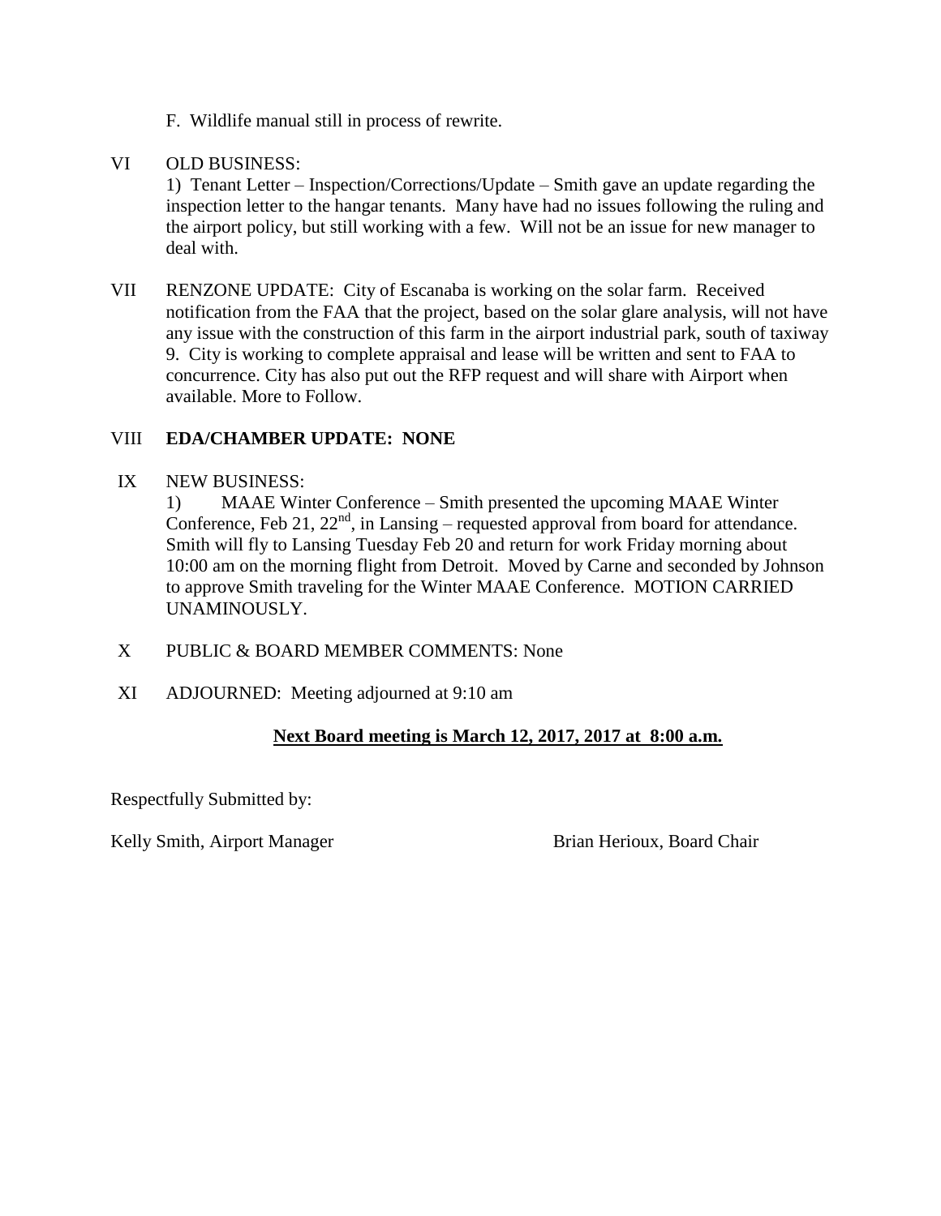F. Wildlife manual still in process of rewrite.

VI OLD BUSINESS:

1) Tenant Letter – Inspection/Corrections/Update – Smith gave an update regarding the inspection letter to the hangar tenants. Many have had no issues following the ruling and the airport policy, but still working with a few. Will not be an issue for new manager to deal with.

VII RENZONE UPDATE: City of Escanaba is working on the solar farm. Received notification from the FAA that the project, based on the solar glare analysis, will not have any issue with the construction of this farm in the airport industrial park, south of taxiway 9. City is working to complete appraisal and lease will be written and sent to FAA to concurrence. City has also put out the RFP request and will share with Airport when available. More to Follow.

VIII **EDA/CHAMBER UPDATE: NONE**

IX NEW BUSINESS:

1) MAAE Winter Conference – Smith presented the upcoming MAAE Winter Conference, Feb 21, 22nd, in Lansing – requested approval from board for attendance. Smith will fly to Lansing Tuesday Feb 20 and return for work Friday morning about 10:00 am on the morning flight from Detroit. Moved by Carne and seconded by Johnson to approve Smith traveling for the Winter MAAE Conference. MOTION CARRIED UNAMINOUSLY.

X PUBLIC & BOARD MEMBER COMMENTS: None

XI ADJOURNED: Meeting adjourned at 9:10 am

**Next Board meeting is March 12, 2017, 2017 at 8:00 a.m.**

Respectfully Submitted by:

Kelly Smith, Airport Manager

Brian Herioux, Board Chair